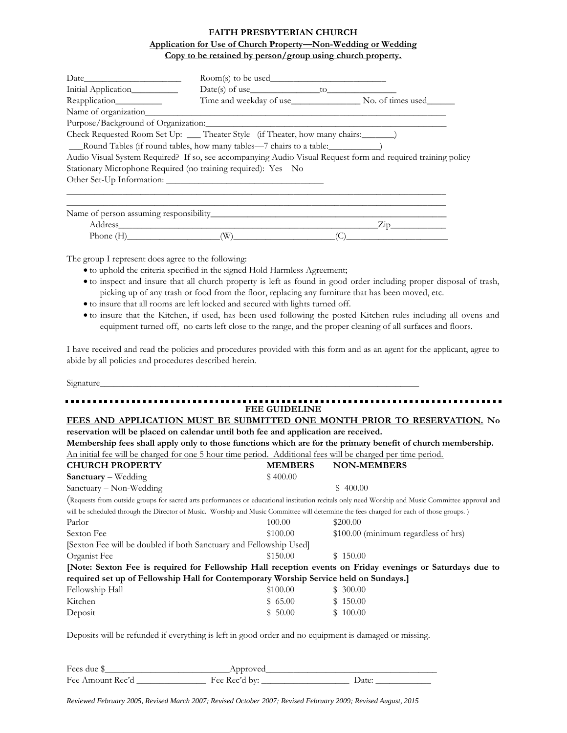**FAITH PRESBYTERIAN CHURCH**

**Application for Use of Church Property—Non-Wedding or Wedding**

**Copy to be retained by person/group using church property.**

Date____________________ Room(s) to be used________________________

Initial Application__________ Date(s) of use_______________to_______________

Reapplication_________ Time and weekday of use_______________ No. of times used______

Name of organization______________________________________________________________

Purpose/Background of Organization:_________________________________________________

Check Requested Room Set Up: ___ Theater Style (if Theater, how many chairs:_______)

___Round Tables (if round tables, how many tables—7 chairs to a table:___________)

Audio Visual System Required? If so, see accompanying Audio Visual Request form and required training policy

Stationary Microphone Required (no training required): Yes No

Other Set-Up Information: __________________________________

______________________________________________________________________________

______________________________________________________________________________

Name of person assuming responsibility_______________________________________________

Address_______________________________________________________Zip___________

Phone (H)___________________(W)____________________(C)______________________

The group I represent does agree to the following:

- to uphold the criteria specified in the signed Hold Harmless Agreement;
- to inspect and insure that all church property is left as found in good order including proper disposal of trash, picking up of any trash or food from the floor, replacing any furniture that has been moved, etc.
- to insure that all rooms are left locked and secured with lights turned off.
- to insure that the Kitchen, if used, has been used following the posted Kitchen rules including all ovens and equipment turned off, no carts left close to the range, and the proper cleaning of all surfaces and floors.

I have received and read the policies and procedures provided with this form and as an agent for the applicant, agree to abide by all policies and procedures described herein.

Signature_______________________________________________________________________

**FEE GUIDELINE**

**FEES AND APPLICATION MUST BE SUBMITTED ONE MONTH PRIOR TO RESERVATION. No reservation will be placed on calendar until both fee and application are received.**

**Membership fees shall apply only to those functions which are for the primary benefit of church membership.**

An initial fee will be charged for one 5 hour time period. Additional fees will be charged per time period.

| CHURCH PROPERTY | MEMBERS | NON-MEMBERS |
|---|---|---|
| **Sanctuary** – Wedding | $ 400.00 | |
| Sanctuary – Non-Wedding | | $ 400.00 |

(Requests from outside groups for sacred arts performances or educational institution recitals only need Worship and Music Committee approval and will be scheduled through the Director of Music. Worship and Music Committee will determine the fees charged for each of those groups. )

| CHURCH PROPERTY | MEMBERS | NON-MEMBERS |
|---|---|---|
| Parlor | 100.00 | $200.00 |
| Sexton Fee | $100.00 | $100.00 (minimum regardless of hrs) |

[Sexton Fee will be doubled if both Sanctuary and Fellowship Used]

| CHURCH PROPERTY | MEMBERS | NON-MEMBERS |
|---|---|---|
| Organist Fee | $150.00 | $ 150.00 |

**[Note: Sexton Fee is required for Fellowship Hall reception events on Friday evenings or Saturdays due to required set up of Fellowship Hall for Contemporary Worship Service held on Sundays.]**

| CHURCH PROPERTY | MEMBERS | NON-MEMBERS |
|---|---|---|
| Fellowship Hall | $100.00 | $ 300.00 |
| Kitchen | $ 65.00 | $ 150.00 |
| Deposit | $ 50.00 | $ 100.00 |

Deposits will be refunded if everything is left in good order and no equipment is damaged or missing.

Fees due $__________________________Approved____________________________________

Fee Amount Rec'd _______________ Fee Rec'd by: ___________________ Date: ____________

*Reviewed February 2005, Revised March 2007; Revised October 2007; Revised February 2009; Revised August, 2015*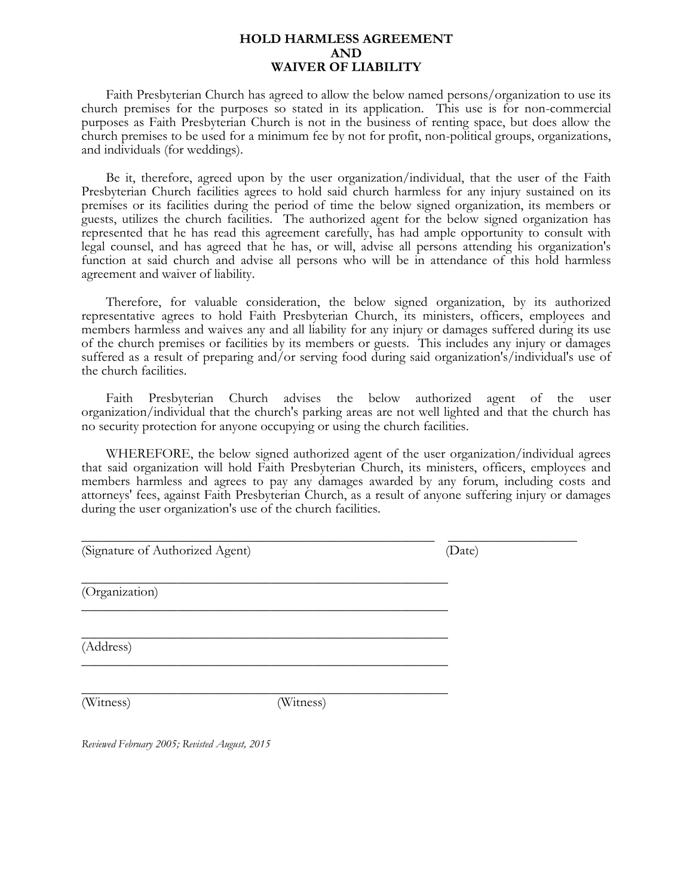# HOLD HARMLESS AGREEMENT AND WAIVER OF LIABILITY

Faith Presbyterian Church has agreed to allow the below named persons/organization to use its church premises for the purposes so stated in its application. This use is for non-commercial purposes as Faith Presbyterian Church is not in the business of renting space, but does allow the church premises to be used for a minimum fee by not for profit, non-political groups, organizations, and individuals (for weddings).

Be it, therefore, agreed upon by the user organization/individual, that the user of the Faith Presbyterian Church facilities agrees to hold said church harmless for any injury sustained on its premises or its facilities during the period of time the below signed organization, its members or guests, utilizes the church facilities. The authorized agent for the below signed organization has represented that he has read this agreement carefully, has had ample opportunity to consult with legal counsel, and has agreed that he has, or will, advise all persons attending his organization's function at said church and advise all persons who will be in attendance of this hold harmless agreement and waiver of liability.

Therefore, for valuable consideration, the below signed organization, by its authorized representative agrees to hold Faith Presbyterian Church, its ministers, officers, employees and members harmless and waives any and all liability for any injury or damages suffered during its use of the church premises or facilities by its members or guests. This includes any injury or damages suffered as a result of preparing and/or serving food during said organization's/individual's use of the church facilities.

Faith Presbyterian Church advises the below authorized agent of the user organization/individual that the church's parking areas are not well lighted and that the church has no security protection for anyone occupying or using the church facilities.

WHEREFORE, the below signed authorized agent of the user organization/individual agrees that said organization will hold Faith Presbyterian Church, its ministers, officers, employees and members harmless and agrees to pay any damages awarded by any forum, including costs and attorneys' fees, against Faith Presbyterian Church, as a result of anyone suffering injury or damages during the user organization's use of the church facilities.

_______________________________________________ ________________
(Signature of Authorized Agent) (Date)

_______________________________________________
(Organization)
_______________________________________________

_______________________________________________
(Address)
_______________________________________________

_______________________________________________
(Witness) (Witness)

*Reviewed February 2005; Revisted August, 2015*